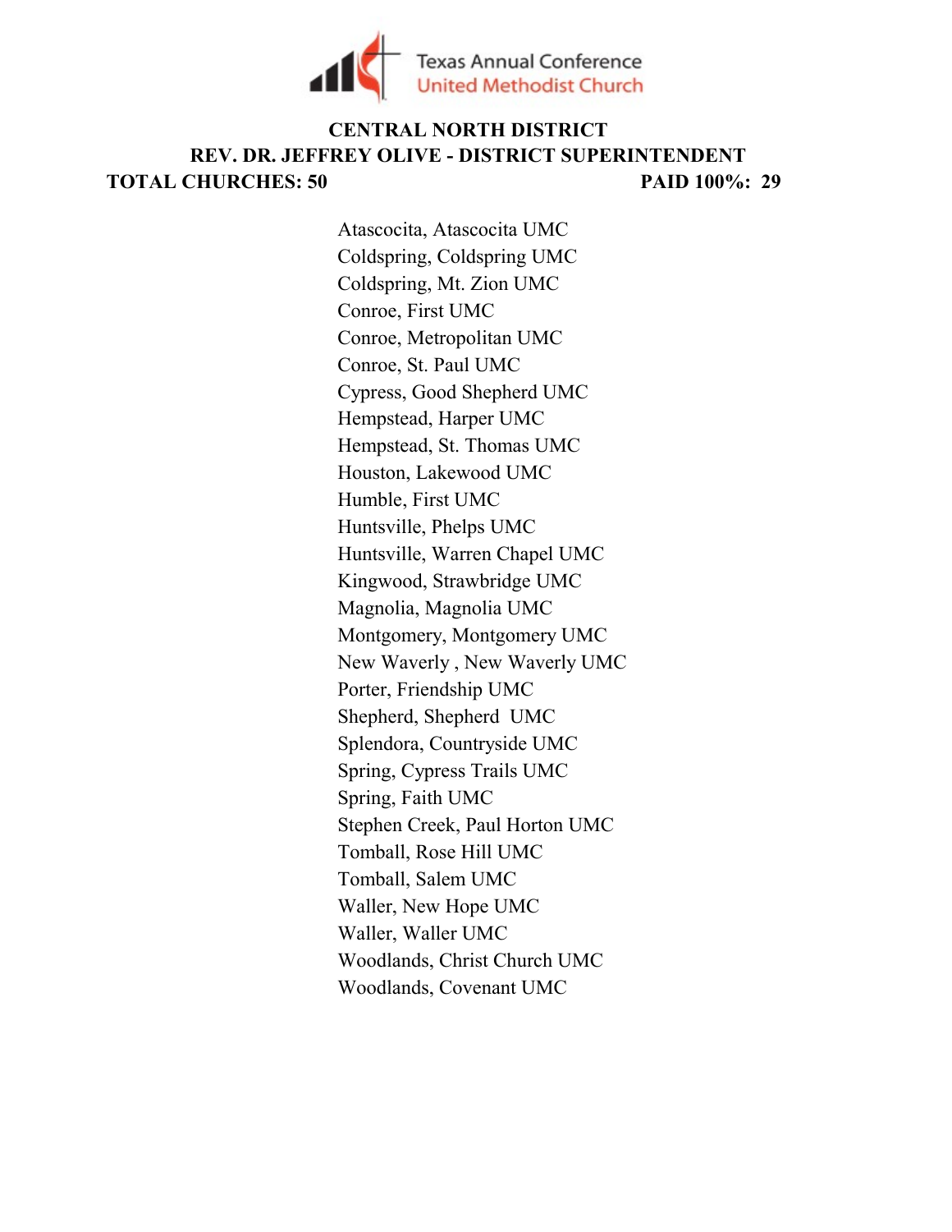Texas Annual Conference
United Methodist Church

# CENTRAL NORTH DISTRICT

## REV. DR. JEFFREY OLIVE - DISTRICT SUPERINTENDENT

**TOTAL CHURCHES: 50** **PAID 100%: 29**

Atascocita, Atascocita UMC
Coldspring, Coldspring UMC
Coldspring, Mt. Zion UMC
Conroe, First UMC
Conroe, Metropolitan UMC
Conroe, St. Paul UMC
Cypress, Good Shepherd UMC
Hempstead, Harper UMC
Hempstead, St. Thomas UMC
Houston, Lakewood UMC
Humble, First UMC
Huntsville, Phelps UMC
Huntsville, Warren Chapel UMC
Kingwood, Strawbridge UMC
Magnolia, Magnolia UMC
Montgomery, Montgomery UMC
New Waverly , New Waverly UMC
Porter, Friendship UMC
Shepherd, Shepherd UMC
Splendora, Countryside UMC
Spring, Cypress Trails UMC
Spring, Faith UMC
Stephen Creek, Paul Horton UMC
Tomball, Rose Hill UMC
Tomball, Salem UMC
Waller, New Hope UMC
Waller, Waller UMC
Woodlands, Christ Church UMC
Woodlands, Covenant UMC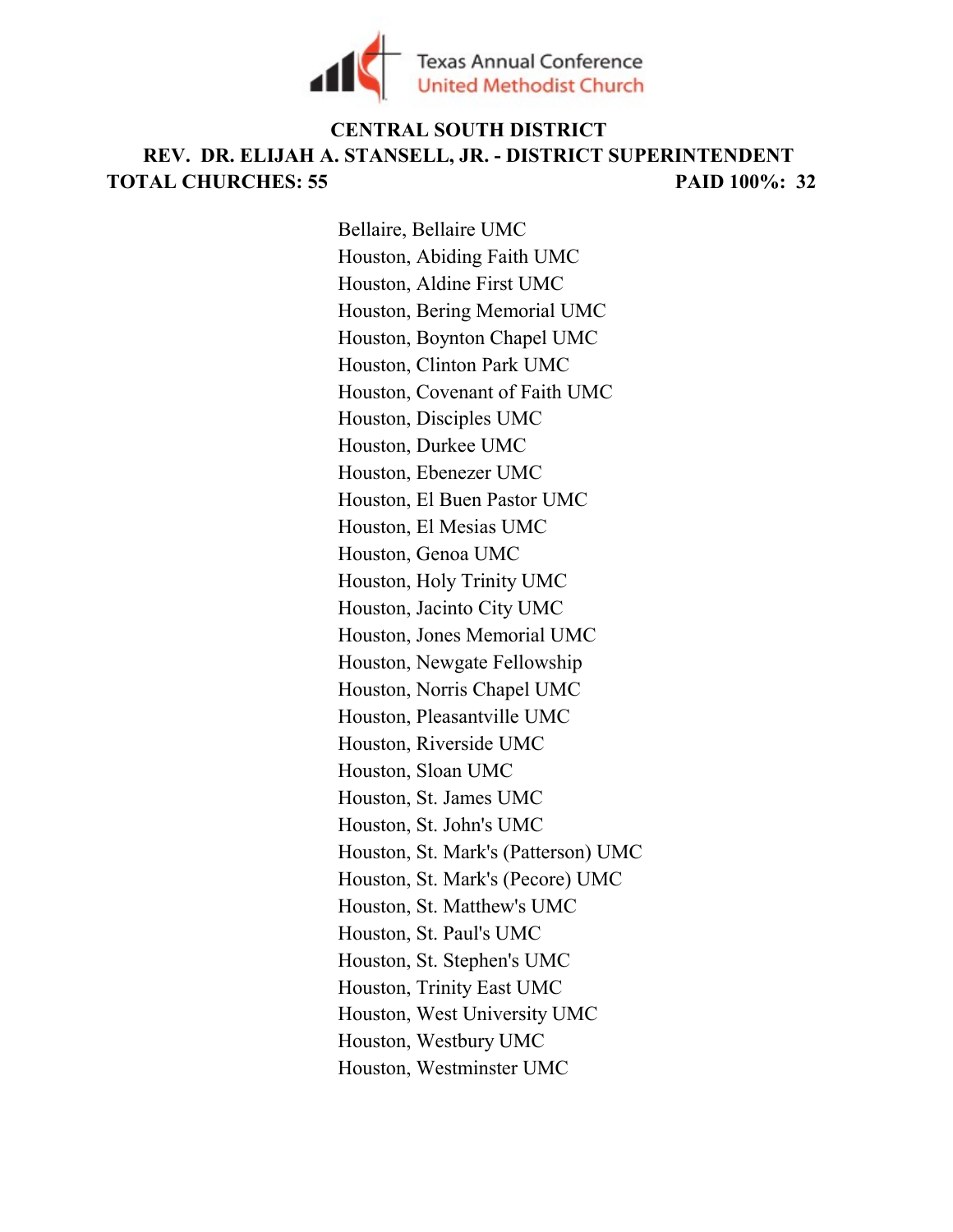Texas Annual Conference
United Methodist Church

# CENTRAL SOUTH DISTRICT

## REV. DR. ELIJAH A. STANSELL, JR. - DISTRICT SUPERINTENDENT

**TOTAL CHURCHES: 55** **PAID 100%: 32**

Bellaire, Bellaire UMC
Houston, Abiding Faith UMC
Houston, Aldine First UMC
Houston, Bering Memorial UMC
Houston, Boynton Chapel UMC
Houston, Clinton Park UMC
Houston, Covenant of Faith UMC
Houston, Disciples UMC
Houston, Durkee UMC
Houston, Ebenezer UMC
Houston, El Buen Pastor UMC
Houston, El Mesias UMC
Houston, Genoa UMC
Houston, Holy Trinity UMC
Houston, Jacinto City UMC
Houston, Jones Memorial UMC
Houston, Newgate Fellowship
Houston, Norris Chapel UMC
Houston, Pleasantville UMC
Houston, Riverside UMC
Houston, Sloan UMC
Houston, St. James UMC
Houston, St. John's UMC
Houston, St. Mark's (Patterson) UMC
Houston, St. Mark's (Pecore) UMC
Houston, St. Matthew's UMC
Houston, St. Paul's UMC
Houston, St. Stephen's UMC
Houston, Trinity East UMC
Houston, West University UMC
Houston, Westbury UMC
Houston, Westminster UMC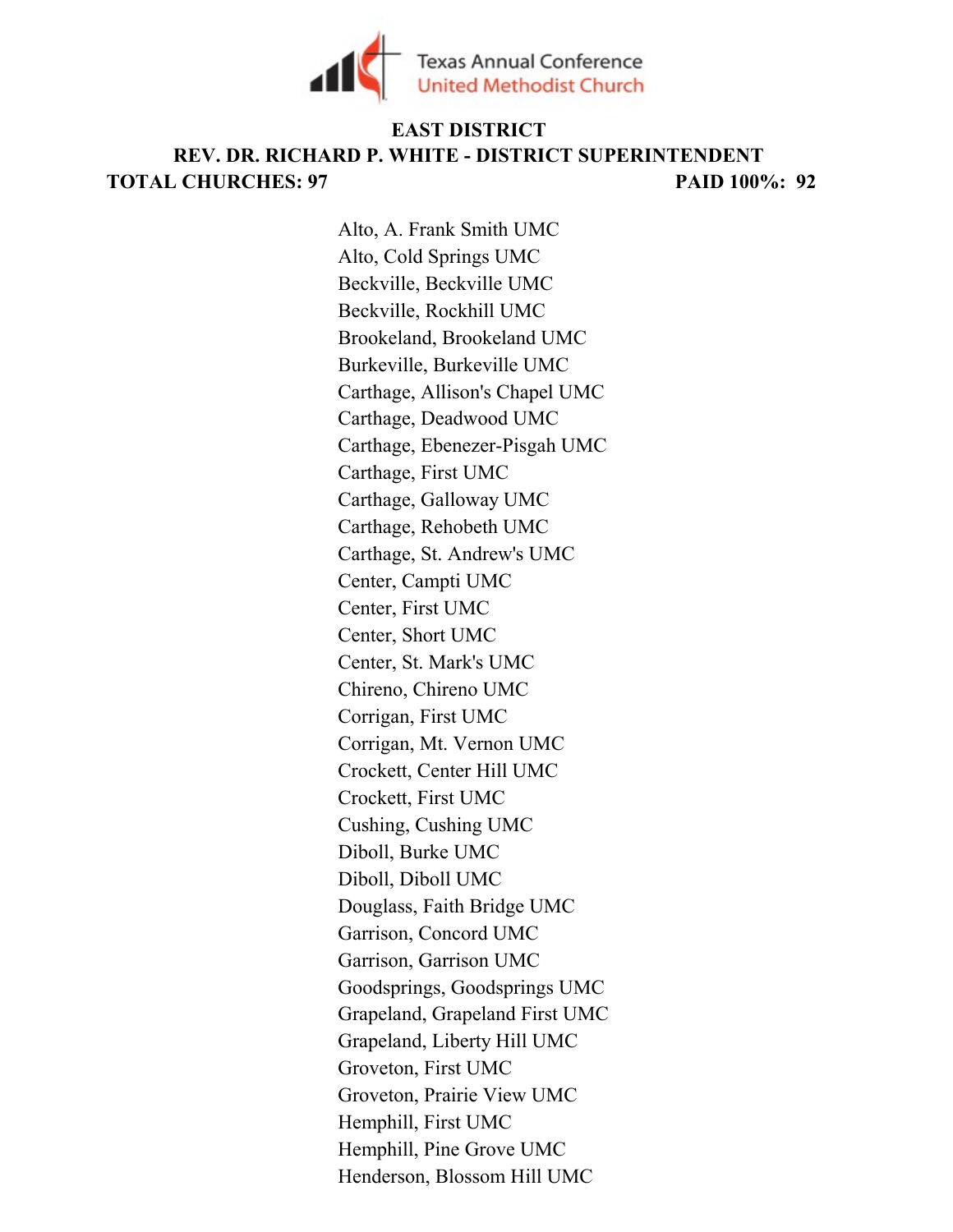Texas Annual Conference
United Methodist Church

# EAST DISTRICT

## REV. DR. RICHARD P. WHITE - DISTRICT SUPERINTENDENT

**TOTAL CHURCHES: 97** **PAID 100%: 92**

Alto, A. Frank Smith UMC
Alto, Cold Springs UMC
Beckville, Beckville UMC
Beckville, Rockhill UMC
Brookeland, Brookeland UMC
Burkeville, Burkeville UMC
Carthage, Allison's Chapel UMC
Carthage, Deadwood UMC
Carthage, Ebenezer-Pisgah UMC
Carthage, First UMC
Carthage, Galloway UMC
Carthage, Rehobeth UMC
Carthage, St. Andrew's UMC
Center, Campti UMC
Center, First UMC
Center, Short UMC
Center, St. Mark's UMC
Chireno, Chireno UMC
Corrigan, First UMC
Corrigan, Mt. Vernon UMC
Crockett, Center Hill UMC
Crockett, First UMC
Cushing, Cushing UMC
Diboll, Burke UMC
Diboll, Diboll UMC
Douglass, Faith Bridge UMC
Garrison, Concord UMC
Garrison, Garrison UMC
Goodsprings, Goodsprings UMC
Grapeland, Grapeland First UMC
Grapeland, Liberty Hill UMC
Groveton, First UMC
Groveton, Prairie View UMC
Hemphill, First UMC
Hemphill, Pine Grove UMC
Henderson, Blossom Hill UMC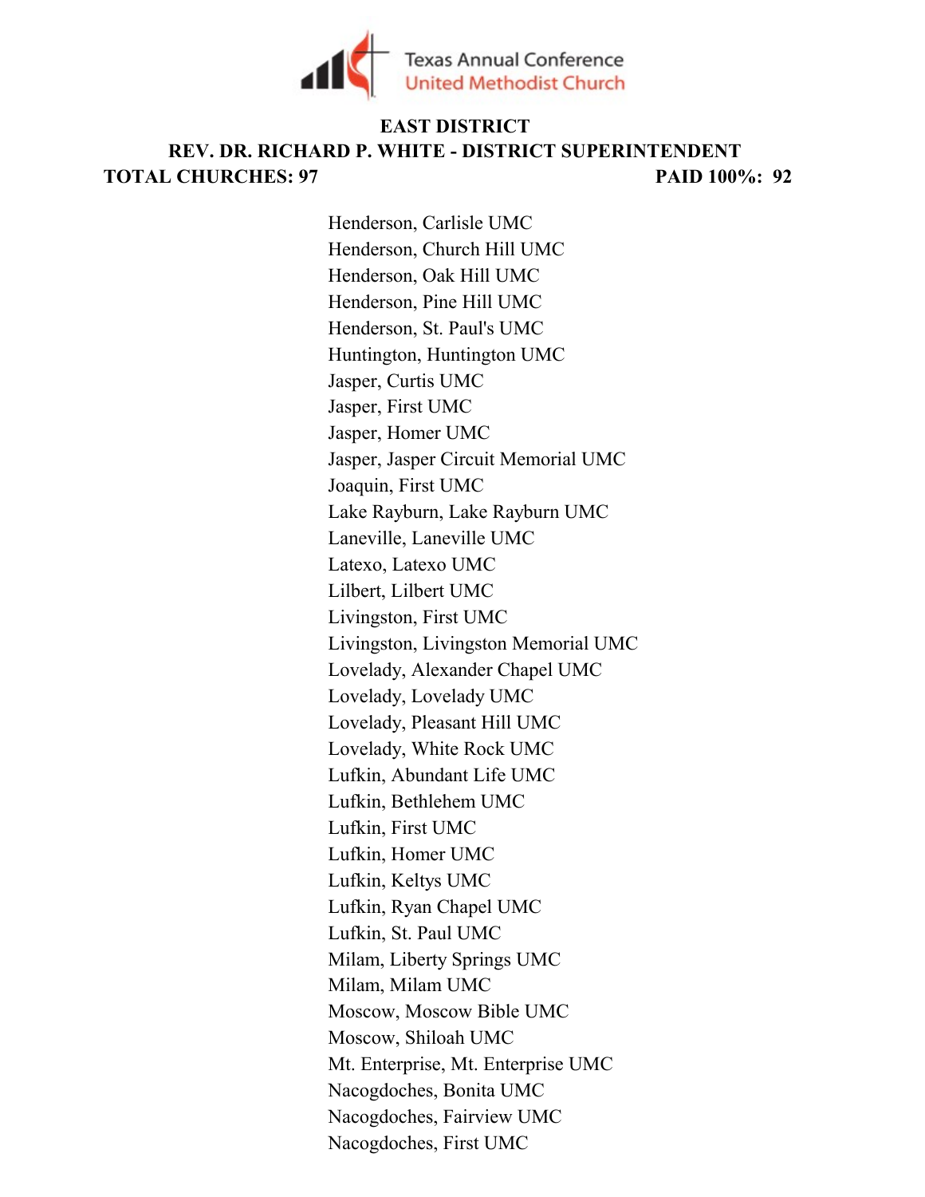Texas Annual Conference
United Methodist Church

# EAST DISTRICT

## REV. DR. RICHARD P. WHITE - DISTRICT SUPERINTENDENT

**TOTAL CHURCHES: 97** **PAID 100%: 92**

Henderson, Carlisle UMC
Henderson, Church Hill UMC
Henderson, Oak Hill UMC
Henderson, Pine Hill UMC
Henderson, St. Paul's UMC
Huntington, Huntington UMC
Jasper, Curtis UMC
Jasper, First UMC
Jasper, Homer UMC
Jasper, Jasper Circuit Memorial UMC
Joaquin, First UMC
Lake Rayburn, Lake Rayburn UMC
Laneville, Laneville UMC
Latexo, Latexo UMC
Lilbert, Lilbert UMC
Livingston, First UMC
Livingston, Livingston Memorial UMC
Lovelady, Alexander Chapel UMC
Lovelady, Lovelady UMC
Lovelady, Pleasant Hill UMC
Lovelady, White Rock UMC
Lufkin, Abundant Life UMC
Lufkin, Bethlehem UMC
Lufkin, First UMC
Lufkin, Homer UMC
Lufkin, Keltys UMC
Lufkin, Ryan Chapel UMC
Lufkin, St. Paul UMC
Milam, Liberty Springs UMC
Milam, Milam UMC
Moscow, Moscow Bible UMC
Moscow, Shiloah UMC
Mt. Enterprise, Mt. Enterprise UMC
Nacogdoches, Bonita UMC
Nacogdoches, Fairview UMC
Nacogdoches, First UMC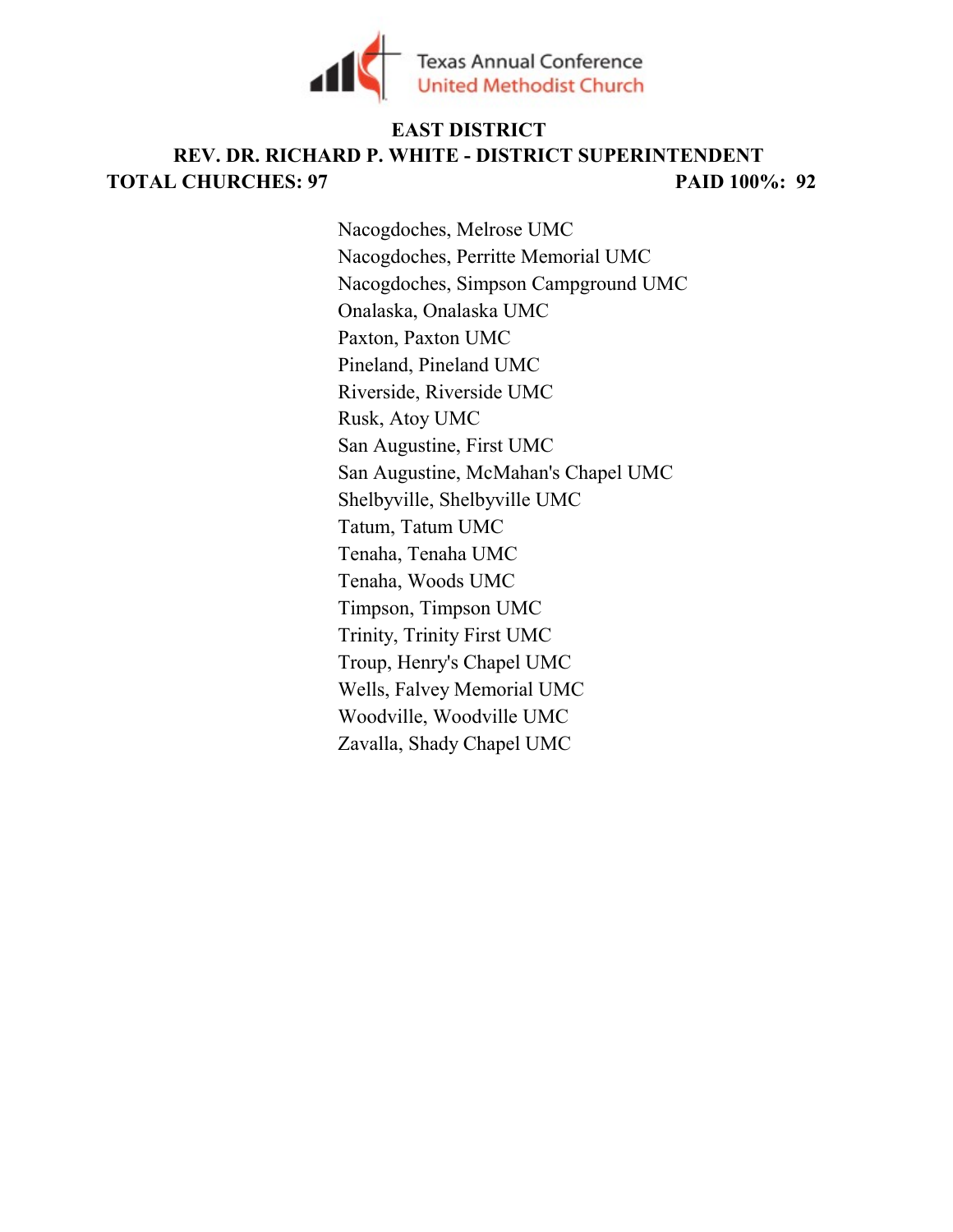Texas Annual Conference
United Methodist Church

**EAST DISTRICT**

**REV. DR. RICHARD P. WHITE - DISTRICT SUPERINTENDENT**

**TOTAL CHURCHES: 97** **PAID 100%: 92**

Nacogdoches, Melrose UMC
Nacogdoches, Perritte Memorial UMC
Nacogdoches, Simpson Campground UMC
Onalaska, Onalaska UMC
Paxton, Paxton UMC
Pineland, Pineland UMC
Riverside, Riverside UMC
Rusk, Atoy UMC
San Augustine, First UMC
San Augustine, McMahan's Chapel UMC
Shelbyville, Shelbyville UMC
Tatum, Tatum UMC
Tenaha, Tenaha UMC
Tenaha, Woods UMC
Timpson, Timpson UMC
Trinity, Trinity First UMC
Troup, Henry's Chapel UMC
Wells, Falvey Memorial UMC
Woodville, Woodville UMC
Zavalla, Shady Chapel UMC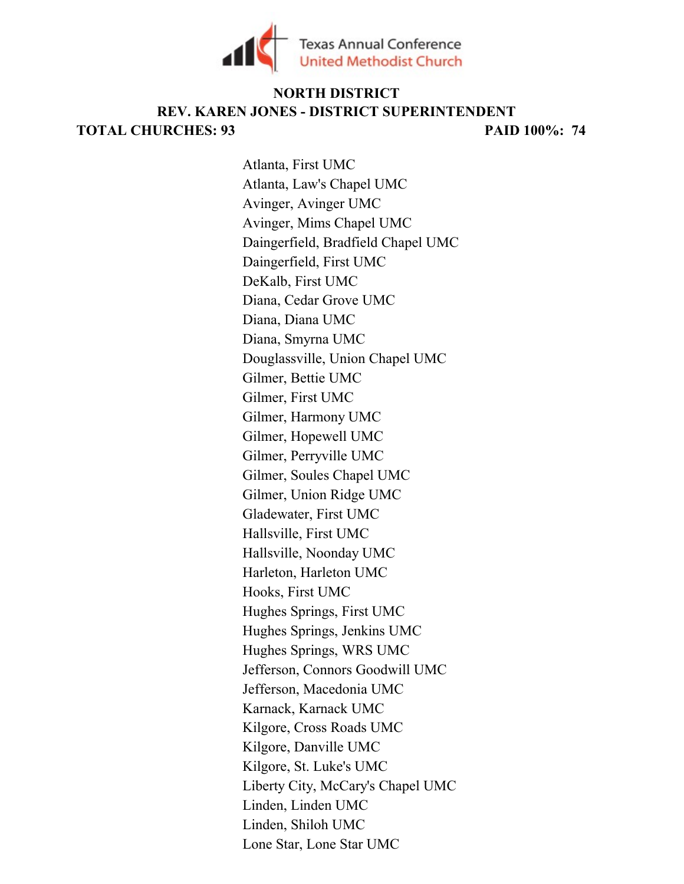Texas Annual Conference
United Methodist Church

## NORTH DISTRICT

## REV. KAREN JONES - DISTRICT SUPERINTENDENT

**TOTAL CHURCHES: 93** **PAID 100%: 74**

Atlanta, First UMC
Atlanta, Law's Chapel UMC
Avinger, Avinger UMC
Avinger, Mims Chapel UMC
Daingerfield, Bradfield Chapel UMC
Daingerfield, First UMC
DeKalb, First UMC
Diana, Cedar Grove UMC
Diana, Diana UMC
Diana, Smyrna UMC
Douglassville, Union Chapel UMC
Gilmer, Bettie UMC
Gilmer, First UMC
Gilmer, Harmony UMC
Gilmer, Hopewell UMC
Gilmer, Perryville UMC
Gilmer, Soules Chapel UMC
Gilmer, Union Ridge UMC
Gladewater, First UMC
Hallsville, First UMC
Hallsville, Noonday UMC
Harleton, Harleton UMC
Hooks, First UMC
Hughes Springs, First UMC
Hughes Springs, Jenkins UMC
Hughes Springs, WRS UMC
Jefferson, Connors Goodwill UMC
Jefferson, Macedonia UMC
Karnack, Karnack UMC
Kilgore, Cross Roads UMC
Kilgore, Danville UMC
Kilgore, St. Luke's UMC
Liberty City, McCary's Chapel UMC
Linden, Linden UMC
Linden, Shiloh UMC
Lone Star, Lone Star UMC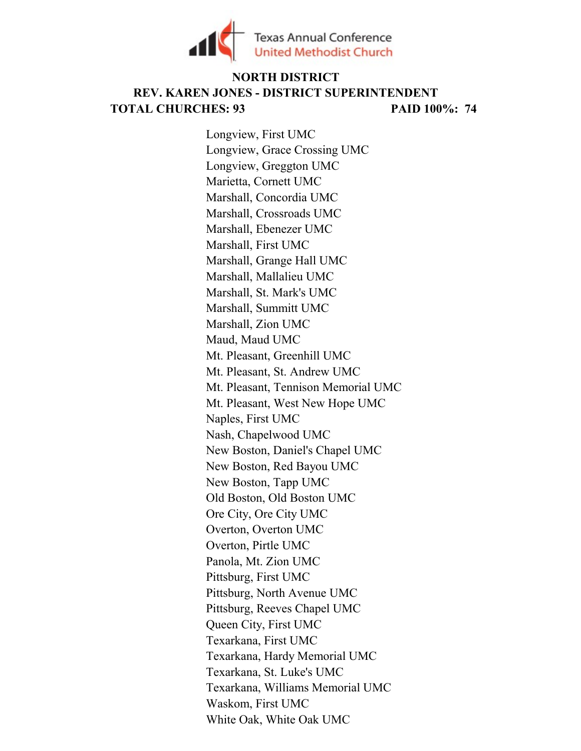Texas Annual Conference
United Methodist Church

**NORTH DISTRICT**

**REV. KAREN JONES - DISTRICT SUPERINTENDENT**

**TOTAL CHURCHES: 93** **PAID 100%: 74**

Longview, First UMC
Longview, Grace Crossing UMC
Longview, Greggton UMC
Marietta, Cornett UMC
Marshall, Concordia UMC
Marshall, Crossroads UMC
Marshall, Ebenezer UMC
Marshall, First UMC
Marshall, Grange Hall UMC
Marshall, Mallalieu UMC
Marshall, St. Mark's UMC
Marshall, Summitt UMC
Marshall, Zion UMC
Maud, Maud UMC
Mt. Pleasant, Greenhill UMC
Mt. Pleasant, St. Andrew UMC
Mt. Pleasant, Tennison Memorial UMC
Mt. Pleasant, West New Hope UMC
Naples, First UMC
Nash, Chapelwood UMC
New Boston, Daniel's Chapel UMC
New Boston, Red Bayou UMC
New Boston, Tapp UMC
Old Boston, Old Boston UMC
Ore City, Ore City UMC
Overton, Overton UMC
Overton, Pirtle UMC
Panola, Mt. Zion UMC
Pittsburg, First UMC
Pittsburg, North Avenue UMC
Pittsburg, Reeves Chapel UMC
Queen City, First UMC
Texarkana, First UMC
Texarkana, Hardy Memorial UMC
Texarkana, St. Luke's UMC
Texarkana, Williams Memorial UMC
Waskom, First UMC
White Oak, White Oak UMC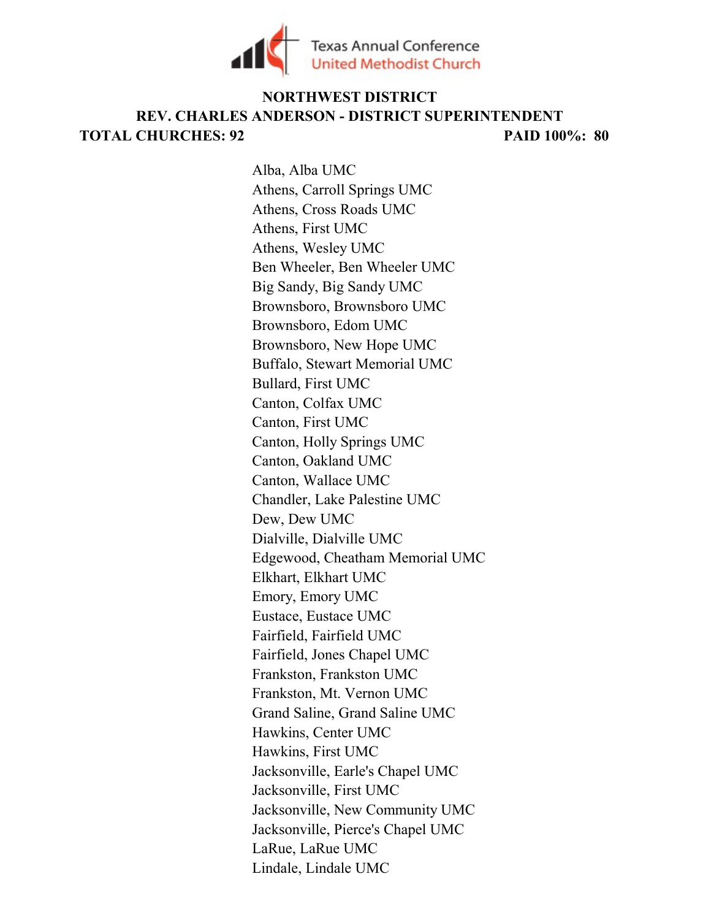Texas Annual Conference
United Methodist Church

**NORTHWEST DISTRICT**

**REV. CHARLES ANDERSON - DISTRICT SUPERINTENDENT**

**TOTAL CHURCHES: 92** **PAID 100%: 80**

Alba, Alba UMC
Athens, Carroll Springs UMC
Athens, Cross Roads UMC
Athens, First UMC
Athens, Wesley UMC
Ben Wheeler, Ben Wheeler UMC
Big Sandy, Big Sandy UMC
Brownsboro, Brownsboro UMC
Brownsboro, Edom UMC
Brownsboro, New Hope UMC
Buffalo, Stewart Memorial UMC
Bullard, First UMC
Canton, Colfax UMC
Canton, First UMC
Canton, Holly Springs UMC
Canton, Oakland UMC
Canton, Wallace UMC
Chandler, Lake Palestine UMC
Dew, Dew UMC
Dialville, Dialville UMC
Edgewood, Cheatham Memorial UMC
Elkhart, Elkhart UMC
Emory, Emory UMC
Eustace, Eustace UMC
Fairfield, Fairfield UMC
Fairfield, Jones Chapel UMC
Frankston, Frankston UMC
Frankston, Mt. Vernon UMC
Grand Saline, Grand Saline UMC
Hawkins, Center UMC
Hawkins, First UMC
Jacksonville, Earle's Chapel UMC
Jacksonville, First UMC
Jacksonville, New Community UMC
Jacksonville, Pierce's Chapel UMC
LaRue, LaRue UMC
Lindale, Lindale UMC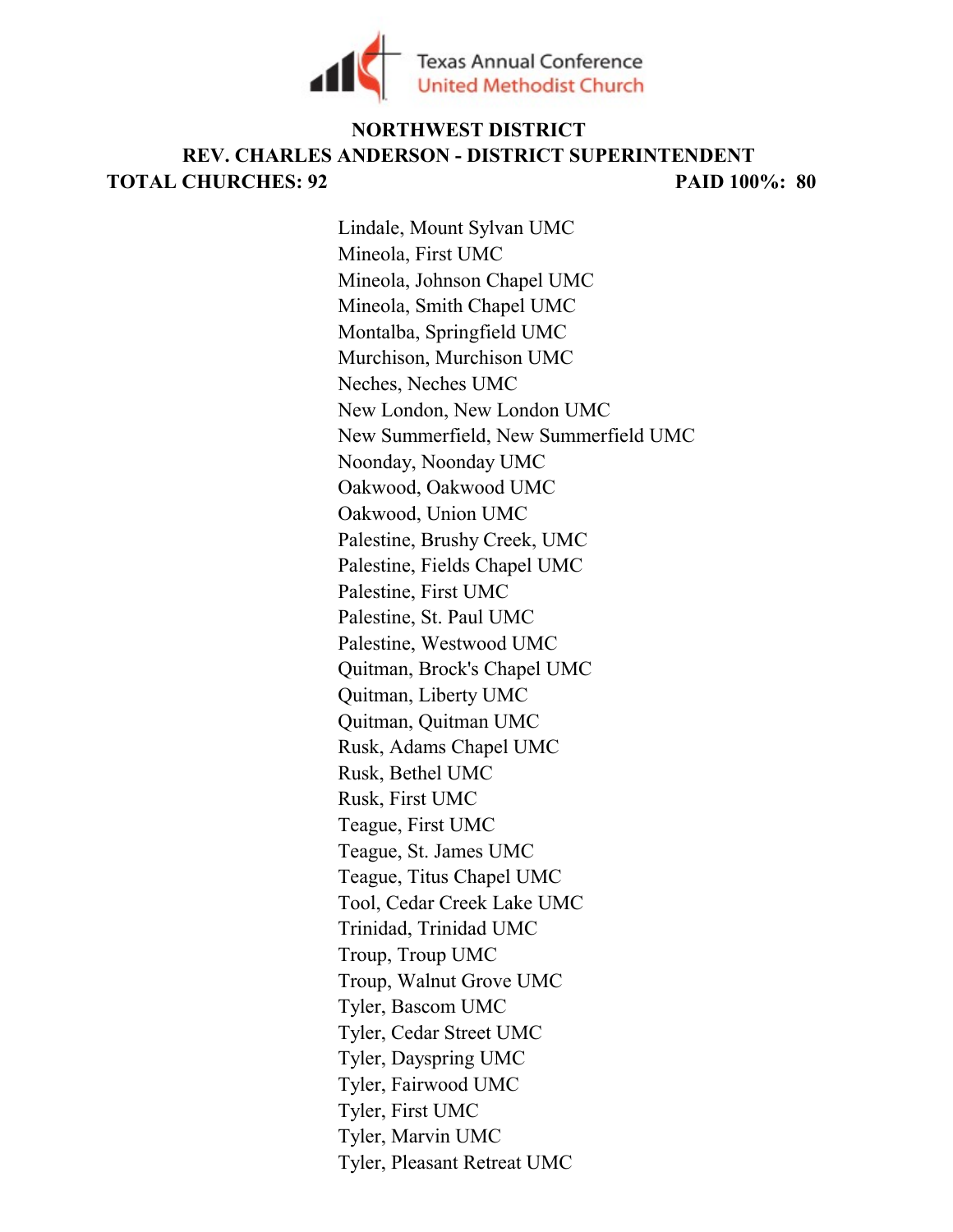Texas Annual Conference
United Methodist Church

**NORTHWEST DISTRICT**

**REV. CHARLES ANDERSON - DISTRICT SUPERINTENDENT**

**TOTAL CHURCHES: 92** **PAID 100%: 80**

Lindale, Mount Sylvan UMC
Mineola, First UMC
Mineola, Johnson Chapel UMC
Mineola, Smith Chapel UMC
Montalba, Springfield UMC
Murchison, Murchison UMC
Neches, Neches UMC
New London, New London UMC
New Summerfield, New Summerfield UMC
Noonday, Noonday UMC
Oakwood, Oakwood UMC
Oakwood, Union UMC
Palestine, Brushy Creek, UMC
Palestine, Fields Chapel UMC
Palestine, First UMC
Palestine, St. Paul UMC
Palestine, Westwood UMC
Quitman, Brock's Chapel UMC
Quitman, Liberty UMC
Quitman, Quitman UMC
Rusk, Adams Chapel UMC
Rusk, Bethel UMC
Rusk, First UMC
Teague, First UMC
Teague, St. James UMC
Teague, Titus Chapel UMC
Tool, Cedar Creek Lake UMC
Trinidad, Trinidad UMC
Troup, Troup UMC
Troup, Walnut Grove UMC
Tyler, Bascom UMC
Tyler, Cedar Street UMC
Tyler, Dayspring UMC
Tyler, Fairwood UMC
Tyler, First UMC
Tyler, Marvin UMC
Tyler, Pleasant Retreat UMC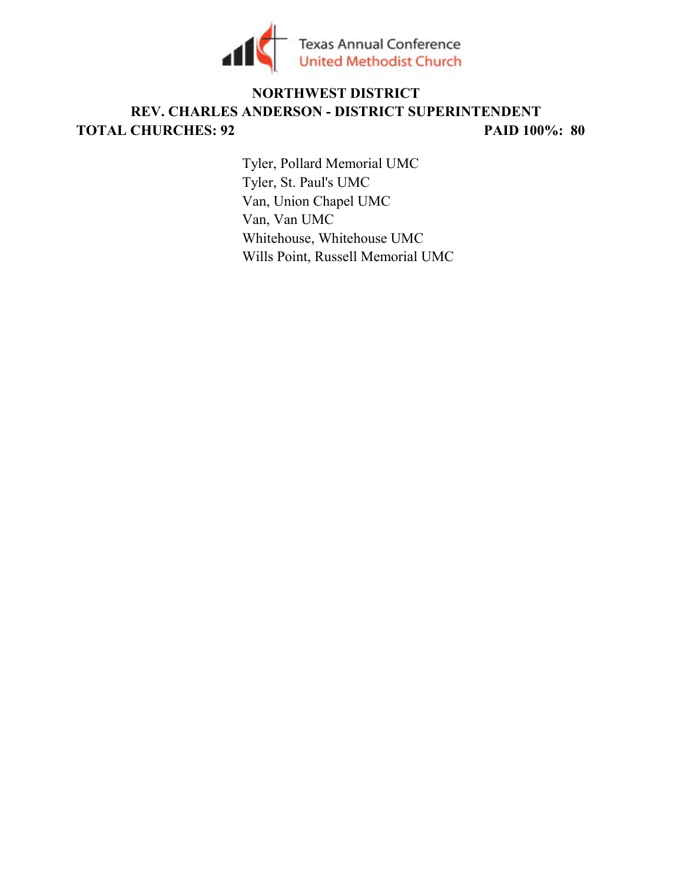Texas Annual Conference
United Methodist Church

## NORTHWEST DISTRICT

## REV. CHARLES ANDERSON - DISTRICT SUPERINTENDENT

**TOTAL CHURCHES: 92** **PAID 100%: 80**

Tyler, Pollard Memorial UMC
Tyler, St. Paul's UMC
Van, Union Chapel UMC
Van, Van UMC
Whitehouse, Whitehouse UMC
Wills Point, Russell Memorial UMC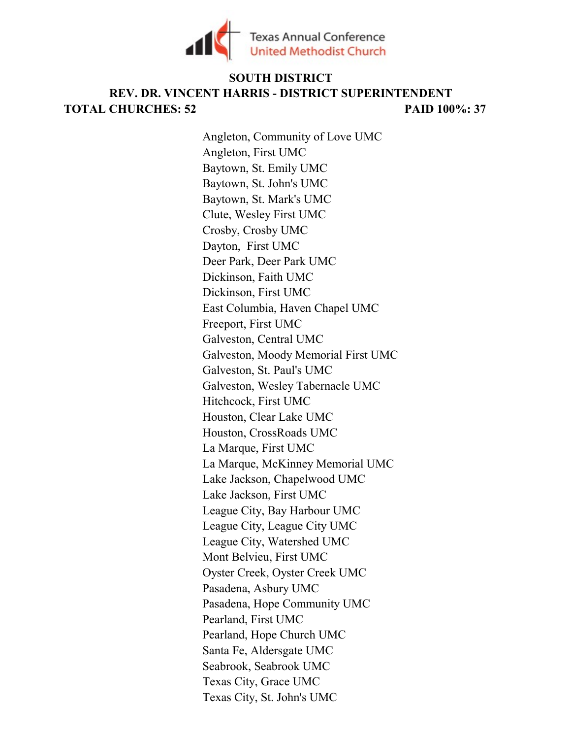Texas Annual Conference
United Methodist Church

## SOUTH DISTRICT

## REV. DR. VINCENT HARRIS - DISTRICT SUPERINTENDENT

**TOTAL CHURCHES: 52** **PAID 100%: 37**

Angleton, Community of Love UMC
Angleton, First UMC
Baytown, St. Emily UMC
Baytown, St. John's UMC
Baytown, St. Mark's UMC
Clute, Wesley First UMC
Crosby, Crosby UMC
Dayton, First UMC
Deer Park, Deer Park UMC
Dickinson, Faith UMC
Dickinson, First UMC
East Columbia, Haven Chapel UMC
Freeport, First UMC
Galveston, Central UMC
Galveston, Moody Memorial First UMC
Galveston, St. Paul's UMC
Galveston, Wesley Tabernacle UMC
Hitchcock, First UMC
Houston, Clear Lake UMC
Houston, CrossRoads UMC
La Marque, First UMC
La Marque, McKinney Memorial UMC
Lake Jackson, Chapelwood UMC
Lake Jackson, First UMC
League City, Bay Harbour UMC
League City, League City UMC
League City, Watershed UMC
Mont Belvieu, First UMC
Oyster Creek, Oyster Creek UMC
Pasadena, Asbury UMC
Pasadena, Hope Community UMC
Pearland, First UMC
Pearland, Hope Church UMC
Santa Fe, Aldersgate UMC
Seabrook, Seabrook UMC
Texas City, Grace UMC
Texas City, St. John's UMC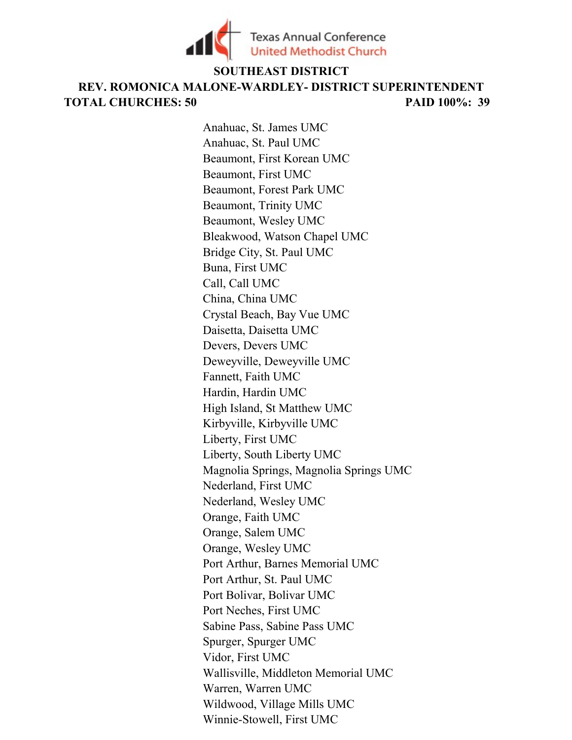Texas Annual Conference
United Methodist Church

## SOUTHEAST DISTRICT

## REV. ROMONICA MALONE-WARDLEY- DISTRICT SUPERINTENDENT

**TOTAL CHURCHES: 50** **PAID 100%: 39**

Anahuac, St. James UMC
Anahuac, St. Paul UMC
Beaumont, First Korean UMC
Beaumont, First UMC
Beaumont, Forest Park UMC
Beaumont, Trinity UMC
Beaumont, Wesley UMC
Bleakwood, Watson Chapel UMC
Bridge City, St. Paul UMC
Buna, First UMC
Call, Call UMC
China, China UMC
Crystal Beach, Bay Vue UMC
Daisetta, Daisetta UMC
Devers, Devers UMC
Deweyville, Deweyville UMC
Fannett, Faith UMC
Hardin, Hardin UMC
High Island, St Matthew UMC
Kirbyville, Kirbyville UMC
Liberty, First UMC
Liberty, South Liberty UMC
Magnolia Springs, Magnolia Springs UMC
Nederland, First UMC
Nederland, Wesley UMC
Orange, Faith UMC
Orange, Salem UMC
Orange, Wesley UMC
Port Arthur, Barnes Memorial UMC
Port Arthur, St. Paul UMC
Port Bolivar, Bolivar UMC
Port Neches, First UMC
Sabine Pass, Sabine Pass UMC
Spurger, Spurger UMC
Vidor, First UMC
Wallisville, Middleton Memorial UMC
Warren, Warren UMC
Wildwood, Village Mills UMC
Winnie-Stowell, First UMC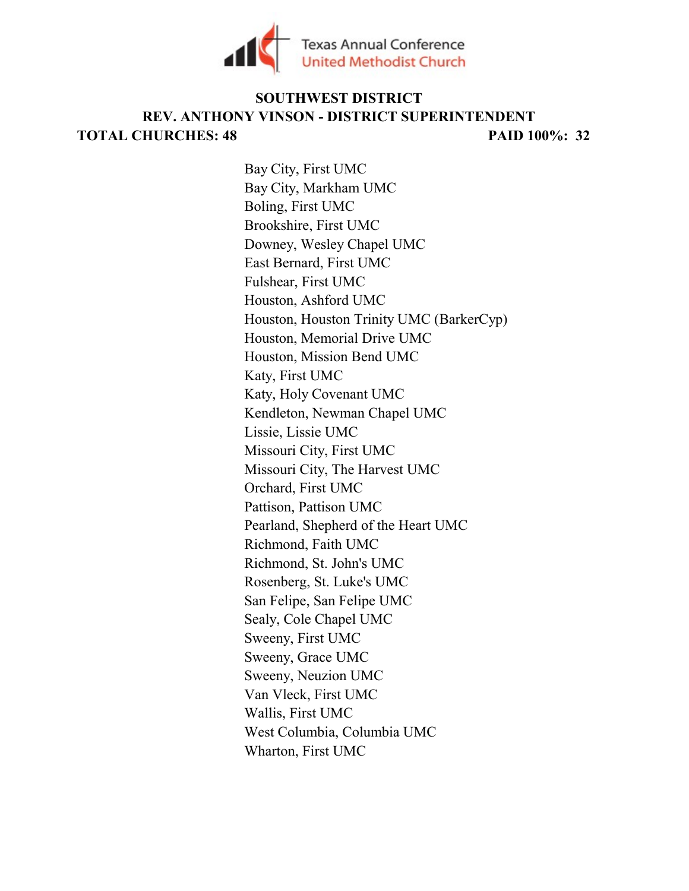Texas Annual Conference
United Methodist Church

## SOUTHWEST DISTRICT

## REV. ANTHONY VINSON - DISTRICT SUPERINTENDENT

**TOTAL CHURCHES: 48** **PAID 100%: 32**

Bay City, First UMC
Bay City, Markham UMC
Boling, First UMC
Brookshire, First UMC
Downey, Wesley Chapel UMC
East Bernard, First UMC
Fulshear, First UMC
Houston, Ashford UMC
Houston, Houston Trinity UMC (BarkerCyp)
Houston, Memorial Drive UMC
Houston, Mission Bend UMC
Katy, First UMC
Katy, Holy Covenant UMC
Kendleton, Newman Chapel UMC
Lissie, Lissie UMC
Missouri City, First UMC
Missouri City, The Harvest UMC
Orchard, First UMC
Pattison, Pattison UMC
Pearland, Shepherd of the Heart UMC
Richmond, Faith UMC
Richmond, St. John's UMC
Rosenberg, St. Luke's UMC
San Felipe, San Felipe UMC
Sealy, Cole Chapel UMC
Sweeny, First UMC
Sweeny, Grace UMC
Sweeny, Neuzion UMC
Van Vleck, First UMC
Wallis, First UMC
West Columbia, Columbia UMC
Wharton, First UMC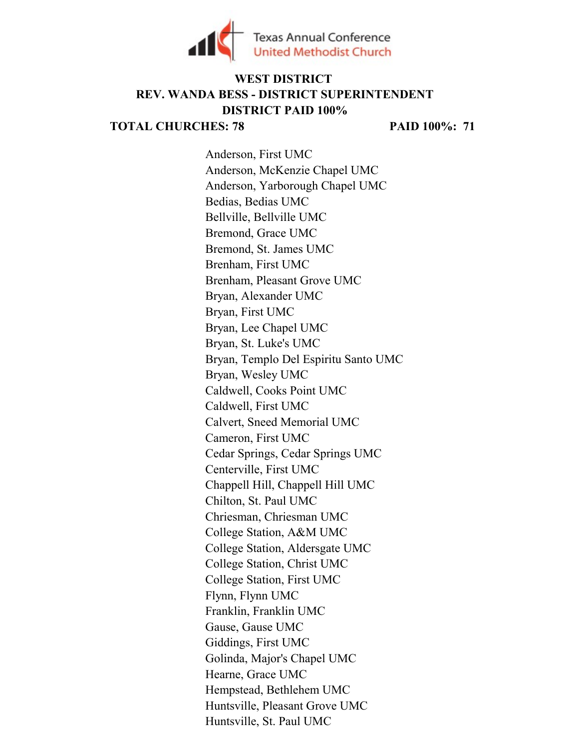Texas Annual Conference
United Methodist Church

**WEST DISTRICT**

**REV. WANDA BESS - DISTRICT SUPERINTENDENT**

**DISTRICT PAID 100%**

**TOTAL CHURCHES: 78** **PAID 100%: 71**

Anderson, First UMC
Anderson, McKenzie Chapel UMC
Anderson, Yarborough Chapel UMC
Bedias, Bedias UMC
Bellville, Bellville UMC
Bremond, Grace UMC
Bremond, St. James UMC
Brenham, First UMC
Brenham, Pleasant Grove UMC
Bryan, Alexander UMC
Bryan, First UMC
Bryan, Lee Chapel UMC
Bryan, St. Luke's UMC
Bryan, Templo Del Espiritu Santo UMC
Bryan, Wesley UMC
Caldwell, Cooks Point UMC
Caldwell, First UMC
Calvert, Sneed Memorial UMC
Cameron, First UMC
Cedar Springs, Cedar Springs UMC
Centerville, First UMC
Chappell Hill, Chappell Hill UMC
Chilton, St. Paul UMC
Chriesman, Chriesman UMC
College Station, A&M UMC
College Station, Aldersgate UMC
College Station, Christ UMC
College Station, First UMC
Flynn, Flynn UMC
Franklin, Franklin UMC
Gause, Gause UMC
Giddings, First UMC
Golinda, Major's Chapel UMC
Hearne, Grace UMC
Hempstead, Bethlehem UMC
Huntsville, Pleasant Grove UMC
Huntsville, St. Paul UMC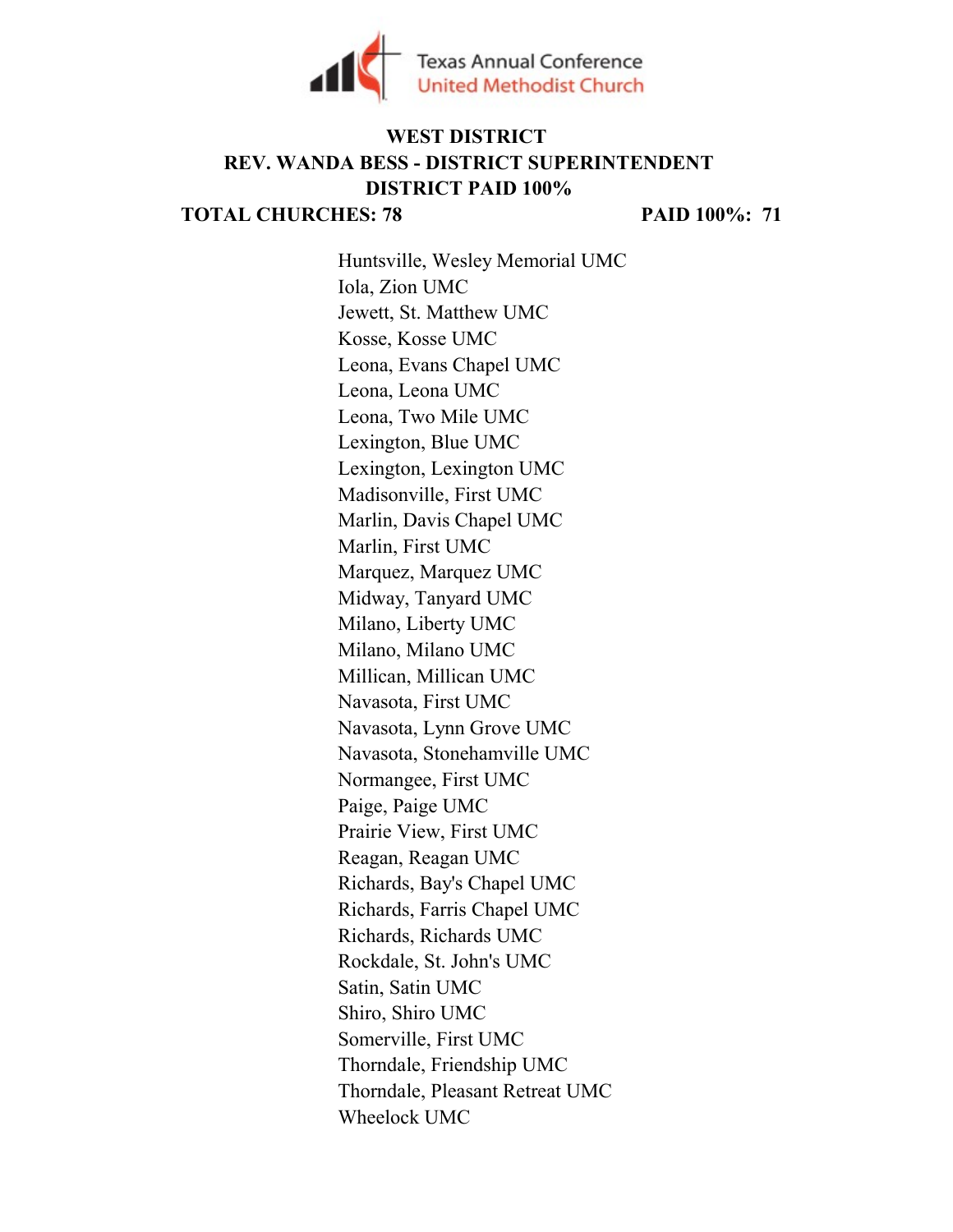Texas Annual Conference
United Methodist Church

## WEST DISTRICT

## REV. WANDA BESS - DISTRICT SUPERINTENDENT

## DISTRICT PAID 100%

**TOTAL CHURCHES: 78** **PAID 100%: 71**

Huntsville, Wesley Memorial UMC
Iola, Zion UMC
Jewett, St. Matthew UMC
Kosse, Kosse UMC
Leona, Evans Chapel UMC
Leona, Leona UMC
Leona, Two Mile UMC
Lexington, Blue UMC
Lexington, Lexington UMC
Madisonville, First UMC
Marlin, Davis Chapel UMC
Marlin, First UMC
Marquez, Marquez UMC
Midway, Tanyard UMC
Milano, Liberty UMC
Milano, Milano UMC
Millican, Millican UMC
Navasota, First UMC
Navasota, Lynn Grove UMC
Navasota, Stonehamville UMC
Normangee, First UMC
Paige, Paige UMC
Prairie View, First UMC
Reagan, Reagan UMC
Richards, Bay's Chapel UMC
Richards, Farris Chapel UMC
Richards, Richards UMC
Rockdale, St. John's UMC
Satin, Satin UMC
Shiro, Shiro UMC
Somerville, First UMC
Thorndale, Friendship UMC
Thorndale, Pleasant Retreat UMC
Wheelock UMC